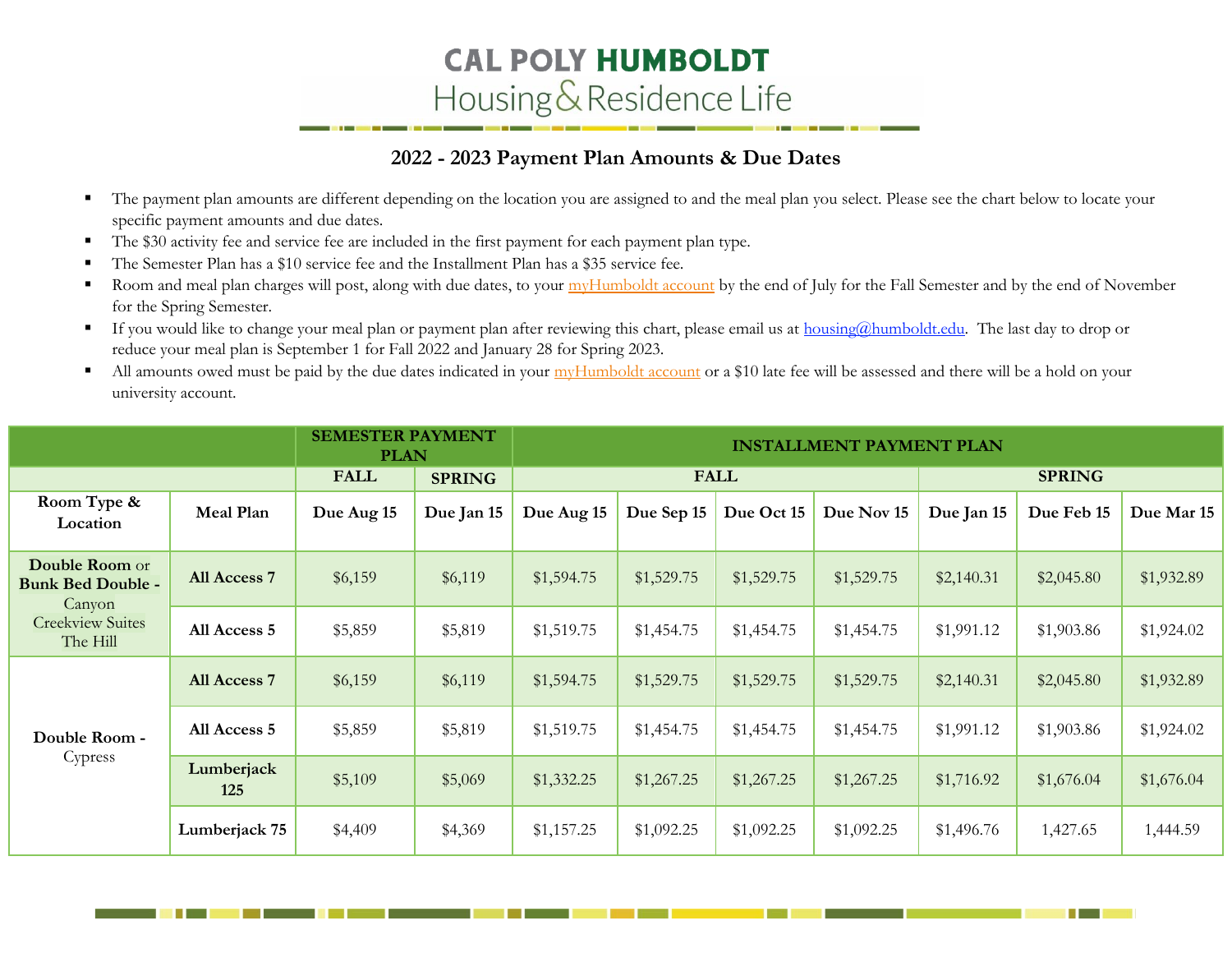# CAL POLY HUMBOLDT
## Housing & Residence Life

### 2022 - 2023 Payment Plan Amounts & Due Dates

- The payment plan amounts are different depending on the location you are assigned to and the meal plan you select. Please see the chart below to locate your specific payment amounts and due dates.
- The $30 activity fee and service fee are included in the first payment for each payment plan type.
- The Semester Plan has a $10 service fee and the Installment Plan has a $35 service fee.
- Room and meal plan charges will post, along with due dates, to your myHumboldt account by the end of July for the Fall Semester and by the end of November for the Spring Semester.
- If you would like to change your meal plan or payment plan after reviewing this chart, please email us at housing@humboldt.edu. The last day to drop or reduce your meal plan is September 1 for Fall 2022 and January 28 for Spring 2023.
- All amounts owed must be paid by the due dates indicated in your myHumboldt account or a $10 late fee will be assessed and there will be a hold on your university account.

| | | SEMESTER PAYMENT PLAN | | INSTALLMENT PAYMENT PLAN | | | | | | |
|---|---|---|---|---|---|---|---|---|---|---|
| | | FALL | SPRING | FALL | | | | SPRING | | |
| **Room Type & Location** | **Meal Plan** | **Due Aug 15** | **Due Jan 15** | **Due Aug 15** | **Due Sep 15** | **Due Oct 15** | **Due Nov 15** | **Due Jan 15** | **Due Feb 15** | **Due Mar 15** |
| **Double Room** or **Bunk Bed Double -** Canyon Creekview Suites The Hill | **All Access 7** | $6,159 | $6,119 | $1,594.75 | $1,529.75 | $1,529.75 | $1,529.75 | $2,140.31 | $2,045.80 | $1,932.89 |
| | **All Access 5** | $5,859 | $5,819 | $1,519.75 | $1,454.75 | $1,454.75 | $1,454.75 | $1,991.12 | $1,903.86 | $1,924.02 |
| **Double Room -** Cypress | **All Access 7** | $6,159 | $6,119 | $1,594.75 | $1,529.75 | $1,529.75 | $1,529.75 | $2,140.31 | $2,045.80 | $1,932.89 |
| | **All Access 5** | $5,859 | $5,819 | $1,519.75 | $1,454.75 | $1,454.75 | $1,454.75 | $1,991.12 | $1,903.86 | $1,924.02 |
| | **Lumberjack 125** | $5,109 | $5,069 | $1,332.25 | $1,267.25 | $1,267.25 | $1,267.25 | $1,716.92 | $1,676.04 | $1,676.04 |
| | **Lumberjack 75** | $4,409 | $4,369 | $1,157.25 | $1,092.25 | $1,092.25 | $1,092.25 | $1,496.76 | 1,427.65 | 1,444.59 |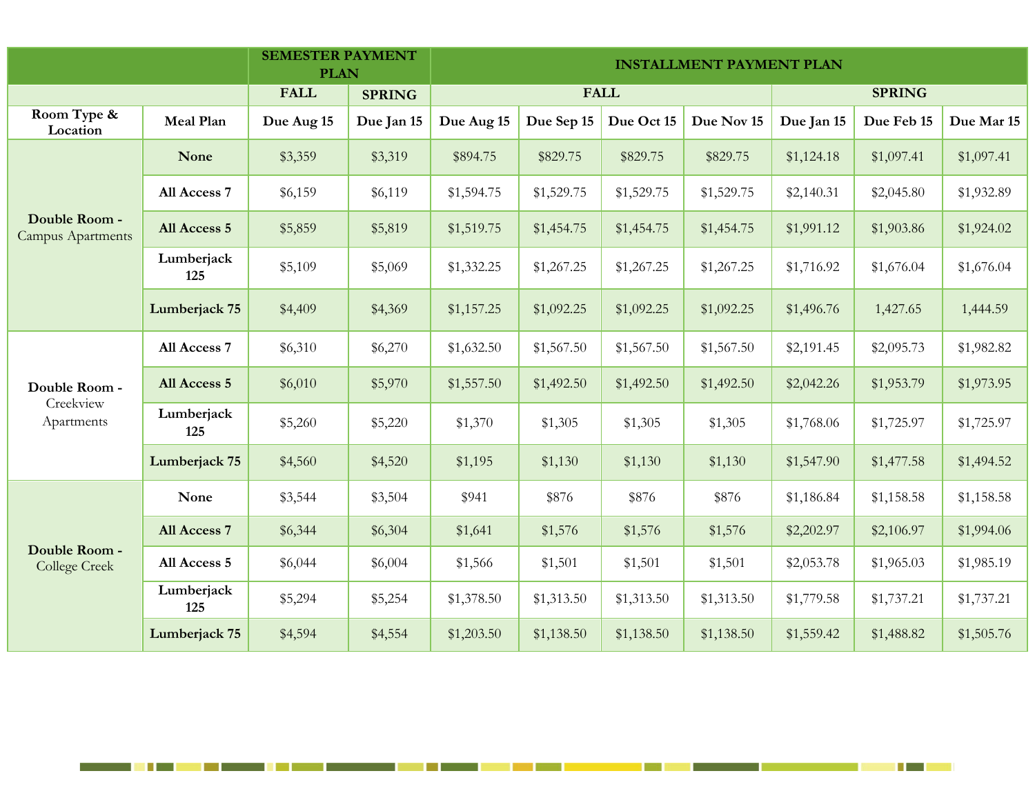| | | SEMESTER PAYMENT PLAN | | INSTALLMENT PAYMENT PLAN | | | | | | |
|---|---|---|---|---|---|---|---|---|---|---|
| | | FALL | SPRING | FALL | | | | SPRING | | |
| Room Type & Location | Meal Plan | Due Aug 15 | Due Jan 15 | Due Aug 15 | Due Sep 15 | Due Oct 15 | Due Nov 15 | Due Jan 15 | Due Feb 15 | Due Mar 15 |
| **Double Room -** Campus Apartments | **None** | $3,359 | $3,319 | $894.75 | $829.75 | $829.75 | $829.75 | $1,124.18 | $1,097.41 | $1,097.41 |
| | **All Access 7** | $6,159 | $6,119 | $1,594.75 | $1,529.75 | $1,529.75 | $1,529.75 | $2,140.31 | $2,045.80 | $1,932.89 |
| | **All Access 5** | $5,859 | $5,819 | $1,519.75 | $1,454.75 | $1,454.75 | $1,454.75 | $1,991.12 | $1,903.86 | $1,924.02 |
| | **Lumberjack 125** | $5,109 | $5,069 | $1,332.25 | $1,267.25 | $1,267.25 | $1,267.25 | $1,716.92 | $1,676.04 | $1,676.04 |
| | **Lumberjack 75** | $4,409 | $4,369 | $1,157.25 | $1,092.25 | $1,092.25 | $1,092.25 | $1,496.76 | 1,427.65 | 1,444.59 |
| **Double Room -** Creekview Apartments | **All Access 7** | $6,310 | $6,270 | $1,632.50 | $1,567.50 | $1,567.50 | $1,567.50 | $2,191.45 | $2,095.73 | $1,982.82 |
| | **All Access 5** | $6,010 | $5,970 | $1,557.50 | $1,492.50 | $1,492.50 | $1,492.50 | $2,042.26 | $1,953.79 | $1,973.95 |
| | **Lumberjack 125** | $5,260 | $5,220 | $1,370 | $1,305 | $1,305 | $1,305 | $1,768.06 | $1,725.97 | $1,725.97 |
| | **Lumberjack 75** | $4,560 | $4,520 | $1,195 | $1,130 | $1,130 | $1,130 | $1,547.90 | $1,477.58 | $1,494.52 |
| **Double Room -** College Creek | **None** | $3,544 | $3,504 | $941 | $876 | $876 | $876 | $1,186.84 | $1,158.58 | $1,158.58 |
| | **All Access 7** | $6,344 | $6,304 | $1,641 | $1,576 | $1,576 | $1,576 | $2,202.97 | $2,106.97 | $1,994.06 |
| | **All Access 5** | $6,044 | $6,004 | $1,566 | $1,501 | $1,501 | $1,501 | $2,053.78 | $1,965.03 | $1,985.19 |
| | **Lumberjack 125** | $5,294 | $5,254 | $1,378.50 | $1,313.50 | $1,313.50 | $1,313.50 | $1,779.58 | $1,737.21 | $1,737.21 |
| | **Lumberjack 75** | $4,594 | $4,554 | $1,203.50 | $1,138.50 | $1,138.50 | $1,138.50 | $1,559.42 | $1,488.82 | $1,505.76 |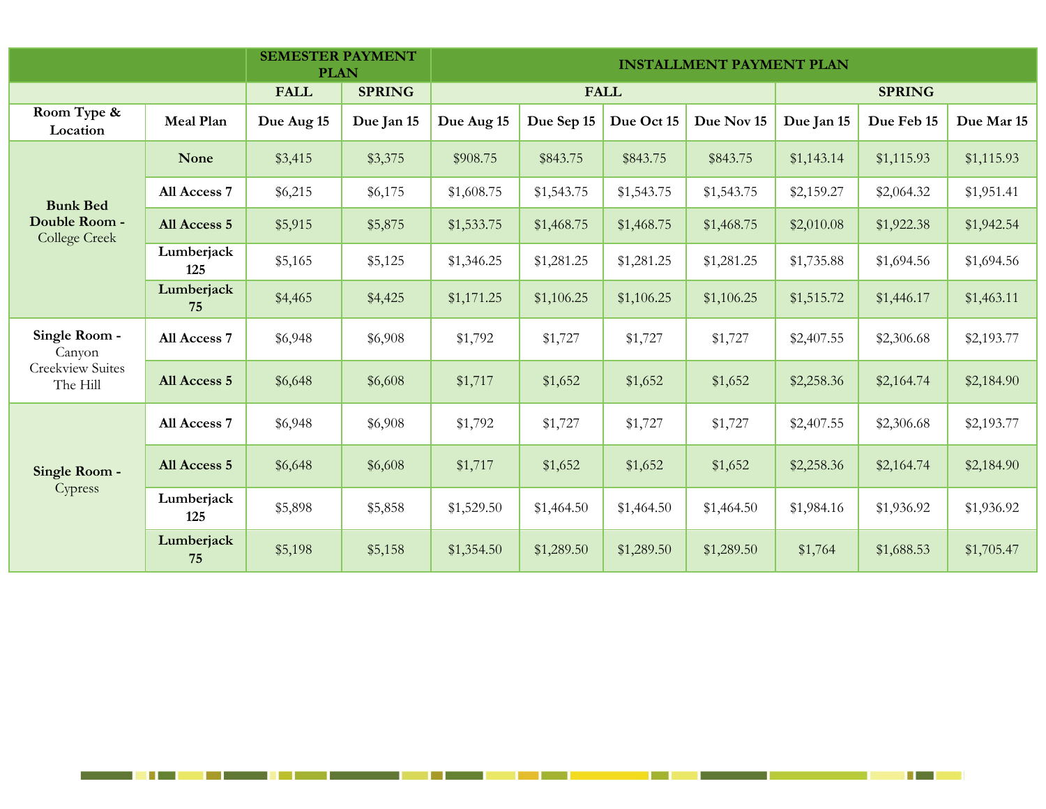| Room Type & Location | Meal Plan | SEMESTER PAYMENT PLAN | | INSTALLMENT PAYMENT PLAN | | | | | | |
|---|---|---|---|---|---|---|---|---|---|---|
| | | FALL | SPRING | FALL | | | | SPRING | | |
| | | Due Aug 15 | Due Jan 15 | Due Aug 15 | Due Sep 15 | Due Oct 15 | Due Nov 15 | Due Jan 15 | Due Feb 15 | Due Mar 15 |
| **Bunk Bed Double Room -** College Creek | **None** | $3,415 | $3,375 | $908.75 | $843.75 | $843.75 | $843.75 | $1,143.14 | $1,115.93 | $1,115.93 |
| | **All Access 7** | $6,215 | $6,175 | $1,608.75 | $1,543.75 | $1,543.75 | $1,543.75 | $2,159.27 | $2,064.32 | $1,951.41 |
| | **All Access 5** | $5,915 | $5,875 | $1,533.75 | $1,468.75 | $1,468.75 | $1,468.75 | $2,010.08 | $1,922.38 | $1,942.54 |
| | **Lumberjack 125** | $5,165 | $5,125 | $1,346.25 | $1,281.25 | $1,281.25 | $1,281.25 | $1,735.88 | $1,694.56 | $1,694.56 |
| | **Lumberjack 75** | $4,465 | $4,425 | $1,171.25 | $1,106.25 | $1,106.25 | $1,106.25 | $1,515.72 | $1,446.17 | $1,463.11 |
| **Single Room -** Canyon Creekview Suites The Hill | **All Access 7** | $6,948 | $6,908 | $1,792 | $1,727 | $1,727 | $1,727 | $2,407.55 | $2,306.68 | $2,193.77 |
| | **All Access 5** | $6,648 | $6,608 | $1,717 | $1,652 | $1,652 | $1,652 | $2,258.36 | $2,164.74 | $2,184.90 |
| **Single Room -** Cypress | **All Access 7** | $6,948 | $6,908 | $1,792 | $1,727 | $1,727 | $1,727 | $2,407.55 | $2,306.68 | $2,193.77 |
| | **All Access 5** | $6,648 | $6,608 | $1,717 | $1,652 | $1,652 | $1,652 | $2,258.36 | $2,164.74 | $2,184.90 |
| | **Lumberjack 125** | $5,898 | $5,858 | $1,529.50 | $1,464.50 | $1,464.50 | $1,464.50 | $1,984.16 | $1,936.92 | $1,936.92 |
| | **Lumberjack 75** | $5,198 | $5,158 | $1,354.50 | $1,289.50 | $1,289.50 | $1,289.50 | $1,764 | $1,688.53 | $1,705.47 |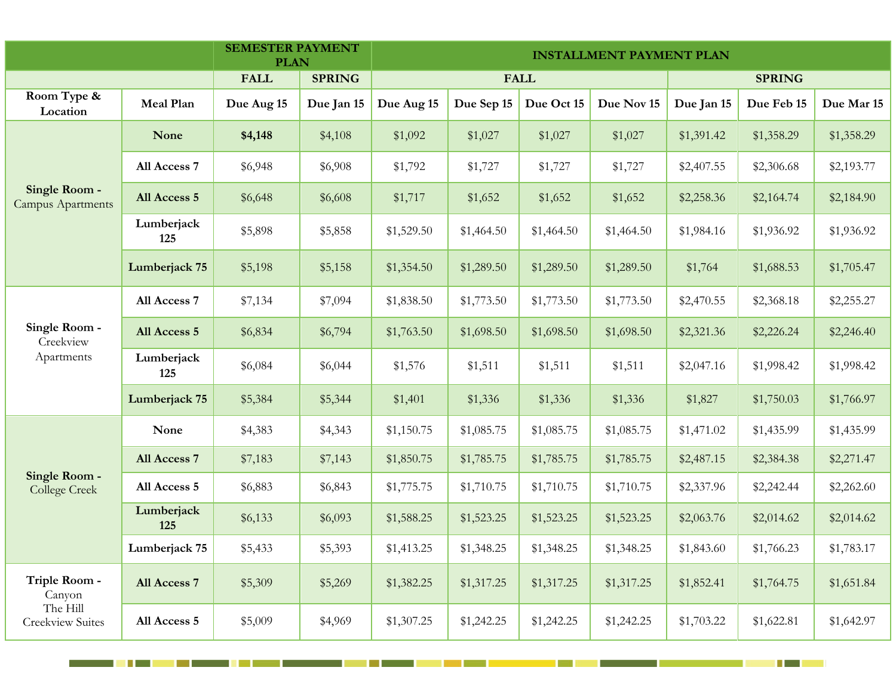| | | SEMESTER PAYMENT PLAN | | INSTALLMENT PAYMENT PLAN | | | | | | |
|---|---|---|---|---|---|---|---|---|---|---|
| | | FALL | SPRING | FALL | | | | SPRING | | |
| Room Type & Location | Meal Plan | Due Aug 15 | Due Jan 15 | Due Aug 15 | Due Sep 15 | Due Oct 15 | Due Nov 15 | Due Jan 15 | Due Feb 15 | Due Mar 15 |
| **Single Room -** Campus Apartments | **None** | **$4,148** | $4,108 | $1,092 | $1,027 | $1,027 | $1,027 | $1,391.42 | $1,358.29 | $1,358.29 |
| | **All Access 7** | $6,948 | $6,908 | $1,792 | $1,727 | $1,727 | $1,727 | $2,407.55 | $2,306.68 | $2,193.77 |
| | **All Access 5** | $6,648 | $6,608 | $1,717 | $1,652 | $1,652 | $1,652 | $2,258.36 | $2,164.74 | $2,184.90 |
| | **Lumberjack 125** | $5,898 | $5,858 | $1,529.50 | $1,464.50 | $1,464.50 | $1,464.50 | $1,984.16 | $1,936.92 | $1,936.92 |
| | **Lumberjack 75** | $5,198 | $5,158 | $1,354.50 | $1,289.50 | $1,289.50 | $1,289.50 | $1,764 | $1,688.53 | $1,705.47 |
| **Single Room -** Creekview Apartments | **All Access 7** | $7,134 | $7,094 | $1,838.50 | $1,773.50 | $1,773.50 | $1,773.50 | $2,470.55 | $2,368.18 | $2,255.27 |
| | **All Access 5** | $6,834 | $6,794 | $1,763.50 | $1,698.50 | $1,698.50 | $1,698.50 | $2,321.36 | $2,226.24 | $2,246.40 |
| | **Lumberjack 125** | $6,084 | $6,044 | $1,576 | $1,511 | $1,511 | $1,511 | $2,047.16 | $1,998.42 | $1,998.42 |
| | **Lumberjack 75** | $5,384 | $5,344 | $1,401 | $1,336 | $1,336 | $1,336 | $1,827 | $1,750.03 | $1,766.97 |
| **Single Room -** College Creek | **None** | $4,383 | $4,343 | $1,150.75 | $1,085.75 | $1,085.75 | $1,085.75 | $1,471.02 | $1,435.99 | $1,435.99 |
| | **All Access 7** | $7,183 | $7,143 | $1,850.75 | $1,785.75 | $1,785.75 | $1,785.75 | $2,487.15 | $2,384.38 | $2,271.47 |
| | **All Access 5** | $6,883 | $6,843 | $1,775.75 | $1,710.75 | $1,710.75 | $1,710.75 | $2,337.96 | $2,242.44 | $2,262.60 |
| | **Lumberjack 125** | $6,133 | $6,093 | $1,588.25 | $1,523.25 | $1,523.25 | $1,523.25 | $2,063.76 | $2,014.62 | $2,014.62 |
| | **Lumberjack 75** | $5,433 | $5,393 | $1,413.25 | $1,348.25 | $1,348.25 | $1,348.25 | $1,843.60 | $1,766.23 | $1,783.17 |
| **Triple Room -** Canyon The Hill Creekview Suites | **All Access 7** | $5,309 | $5,269 | $1,382.25 | $1,317.25 | $1,317.25 | $1,317.25 | $1,852.41 | $1,764.75 | $1,651.84 |
| | **All Access 5** | $5,009 | $4,969 | $1,307.25 | $1,242.25 | $1,242.25 | $1,242.25 | $1,703.22 | $1,622.81 | $1,642.97 |